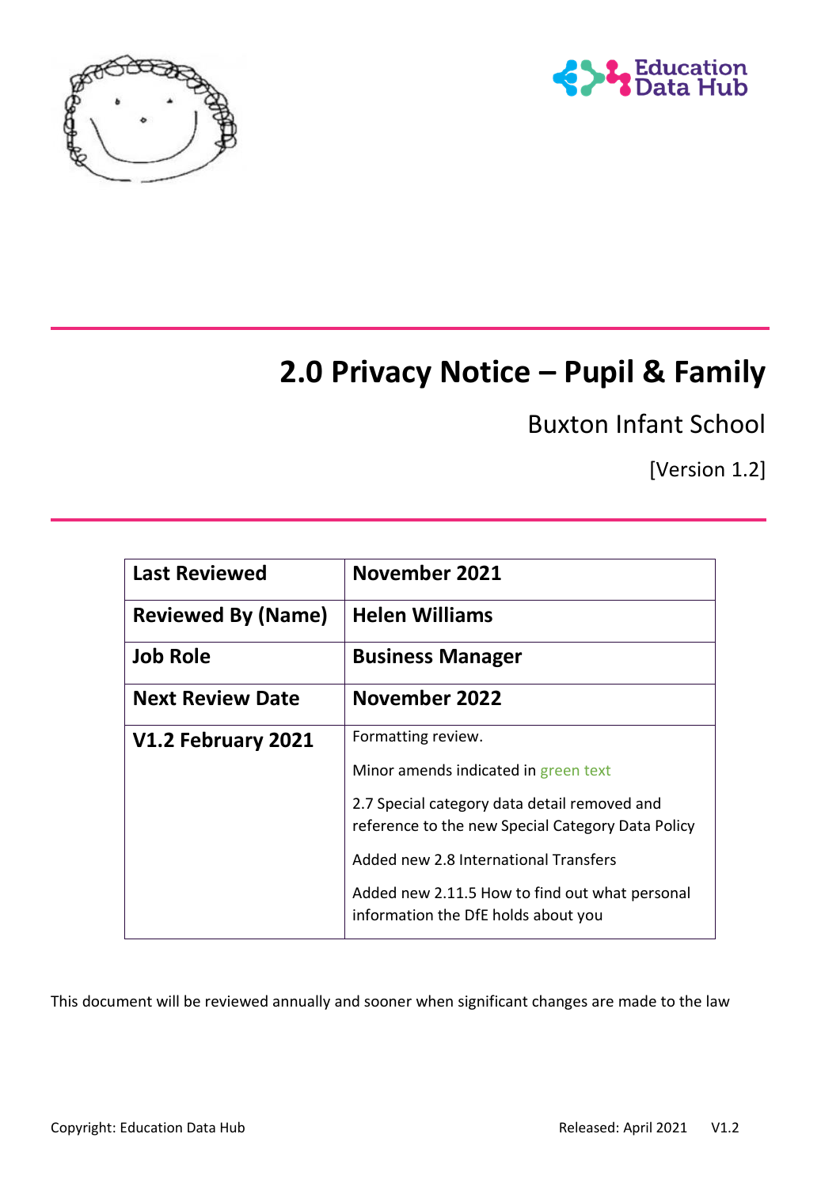# 2.0 Privacy Notice – Pupil & Family

Buxton Infant School

[Version 1.2]

| **Last Reviewed** | **November 2021** |
|---|---|
| **Reviewed By (Name)** | **Helen Williams** |
| **Job Role** | **Business Manager** |
| **Next Review Date** | **November 2022** |
| **V1.2 February 2021** | Formatting review.<br><br>Minor amends indicated in green text<br><br>2.7 Special category data detail removed and reference to the new Special Category Data Policy<br><br>Added new 2.8 International Transfers<br><br>Added new 2.11.5 How to find out what personal information the DfE holds about you |

This document will be reviewed annually and sooner when significant changes are made to the law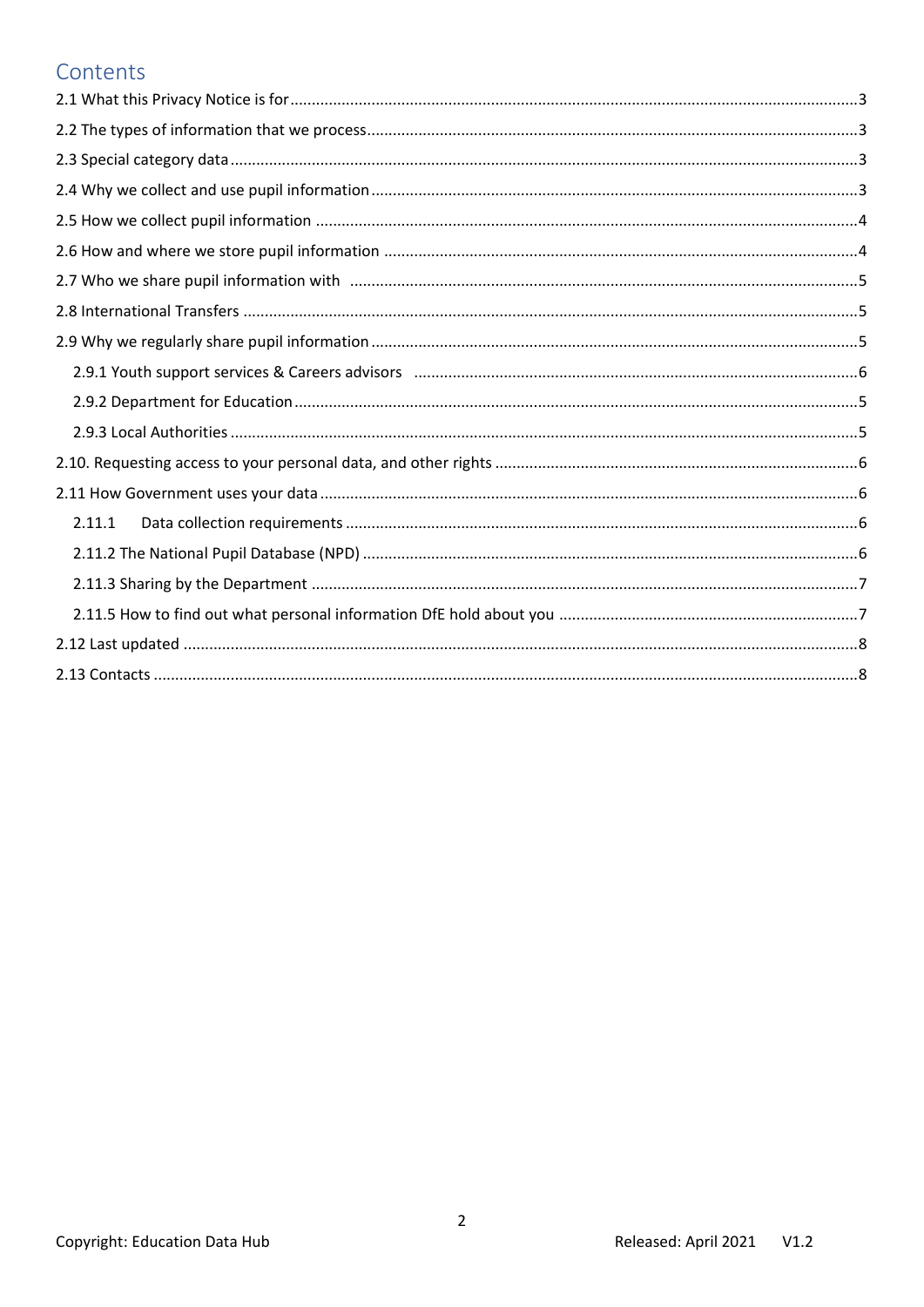# Contents

2.1 What this Privacy Notice is for ....3

2.2 The types of information that we process ....3

2.3 Special category data ....3

2.4 Why we collect and use pupil information ....3

2.5 How we collect pupil information ....4

2.6 How and where we store pupil information ....4

2.7 Who we share pupil information with ....5

2.8 International Transfers ....5

2.9 Why we regularly share pupil information ....5

- 2.9.1 Youth support services & Careers advisors ....6
- 2.9.2 Department for Education ....5
- 2.9.3 Local Authorities ....5

2.10. Requesting access to your personal data, and other rights ....6

2.11 How Government uses your data ....6

- 2.11.1 Data collection requirements ....6
- 2.11.2 The National Pupil Database (NPD) ....6
- 2.11.3 Sharing by the Department ....7
- 2.11.5 How to find out what personal information DfE hold about you ....7

2.12 Last updated ....8

2.13 Contacts ....8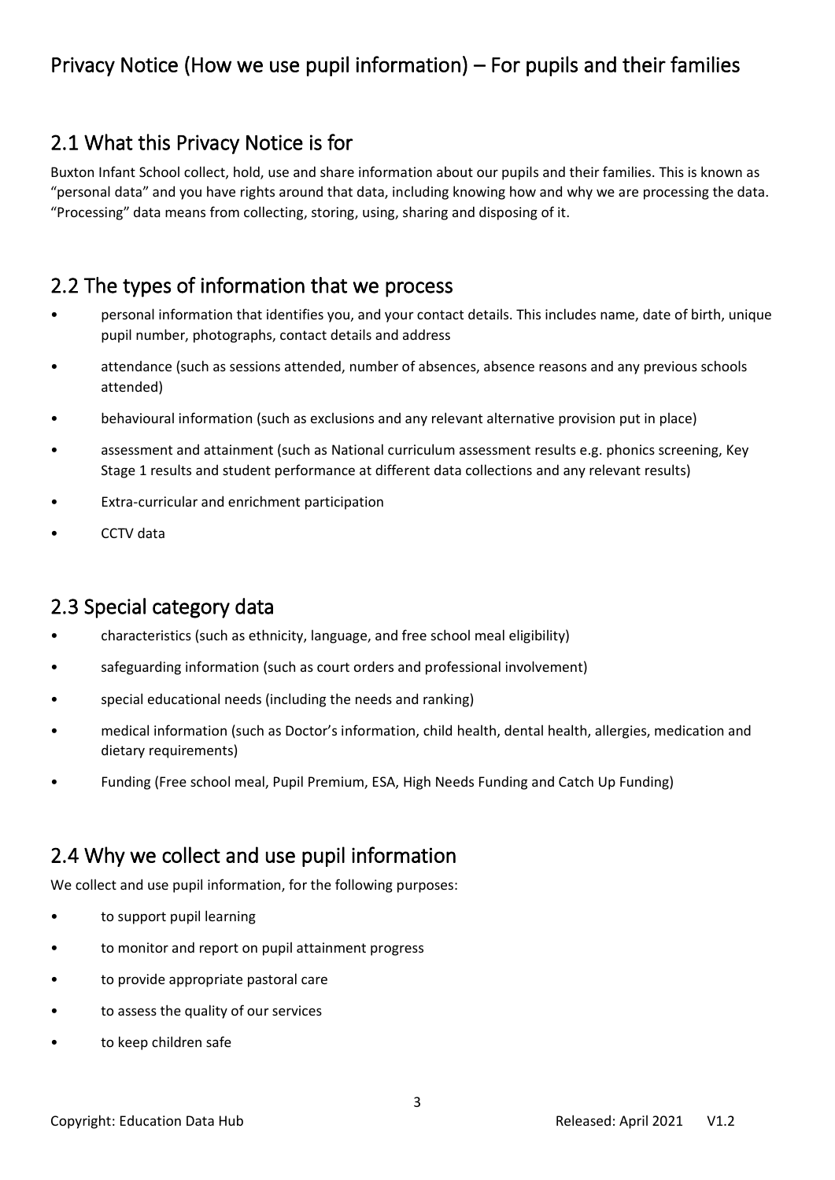# Privacy Notice (How we use pupil information) – For pupils and their families

## 2.1 What this Privacy Notice is for

Buxton Infant School collect, hold, use and share information about our pupils and their families. This is known as "personal data" and you have rights around that data, including knowing how and why we are processing the data. "Processing" data means from collecting, storing, using, sharing and disposing of it.

## 2.2 The types of information that we process

- personal information that identifies you, and your contact details. This includes name, date of birth, unique pupil number, photographs, contact details and address
- attendance (such as sessions attended, number of absences, absence reasons and any previous schools attended)
- behavioural information (such as exclusions and any relevant alternative provision put in place)
- assessment and attainment (such as National curriculum assessment results e.g. phonics screening, Key Stage 1 results and student performance at different data collections and any relevant results)
- Extra-curricular and enrichment participation
- CCTV data

## 2.3 Special category data

- characteristics (such as ethnicity, language, and free school meal eligibility)
- safeguarding information (such as court orders and professional involvement)
- special educational needs (including the needs and ranking)
- medical information (such as Doctor's information, child health, dental health, allergies, medication and dietary requirements)
- Funding (Free school meal, Pupil Premium, ESA, High Needs Funding and Catch Up Funding)

## 2.4 Why we collect and use pupil information

We collect and use pupil information, for the following purposes:

- to support pupil learning
- to monitor and report on pupil attainment progress
- to provide appropriate pastoral care
- to assess the quality of our services
- to keep children safe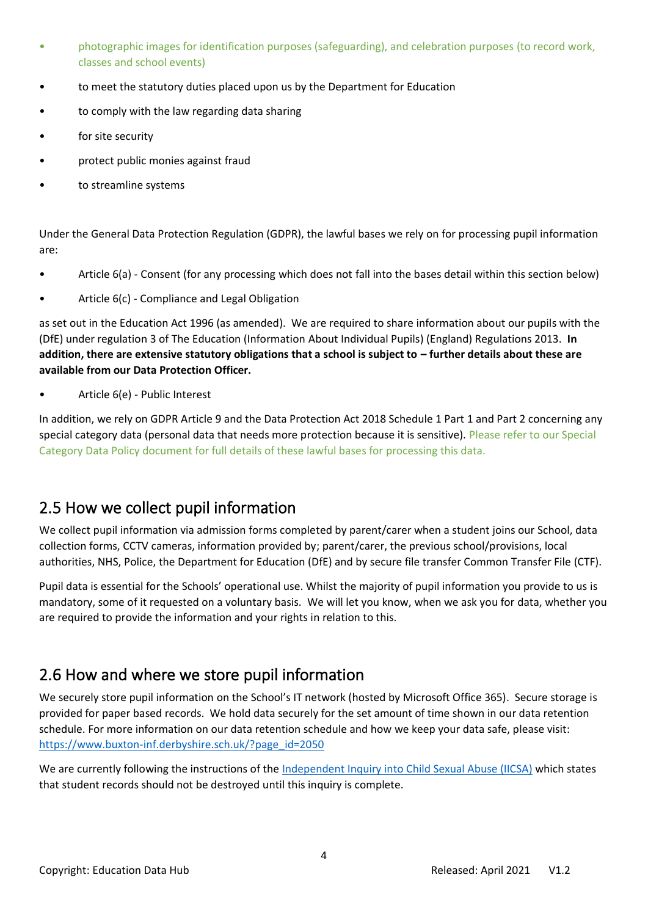- photographic images for identification purposes (safeguarding), and celebration purposes (to record work, classes and school events)
- to meet the statutory duties placed upon us by the Department for Education
- to comply with the law regarding data sharing
- for site security
- protect public monies against fraud
- to streamline systems

Under the General Data Protection Regulation (GDPR), the lawful bases we rely on for processing pupil information are:

- Article 6(a) - Consent (for any processing which does not fall into the bases detail within this section below)
- Article 6(c) - Compliance and Legal Obligation

as set out in the Education Act 1996 (as amended). We are required to share information about our pupils with the (DfE) under regulation 3 of The Education (Information About Individual Pupils) (England) Regulations 2013. **In addition, there are extensive statutory obligations that a school is subject to – further details about these are available from our Data Protection Officer.**

- Article 6(e) - Public Interest

In addition, we rely on GDPR Article 9 and the Data Protection Act 2018 Schedule 1 Part 1 and Part 2 concerning any special category data (personal data that needs more protection because it is sensitive). Please refer to our Special Category Data Policy document for full details of these lawful bases for processing this data.

## 2.5 How we collect pupil information

We collect pupil information via admission forms completed by parent/carer when a student joins our School, data collection forms, CCTV cameras, information provided by; parent/carer, the previous school/provisions, local authorities, NHS, Police, the Department for Education (DfE) and by secure file transfer Common Transfer File (CTF).

Pupil data is essential for the Schools' operational use. Whilst the majority of pupil information you provide to us is mandatory, some of it requested on a voluntary basis. We will let you know, when we ask you for data, whether you are required to provide the information and your rights in relation to this.

## 2.6 How and where we store pupil information

We securely store pupil information on the School's IT network (hosted by Microsoft Office 365). Secure storage is provided for paper based records. We hold data securely for the set amount of time shown in our data retention schedule. For more information on our data retention schedule and how we keep your data safe, please visit: https://www.buxton-inf.derbyshire.sch.uk/?page_id=2050

We are currently following the instructions of the Independent Inquiry into Child Sexual Abuse (IICSA) which states that student records should not be destroyed until this inquiry is complete.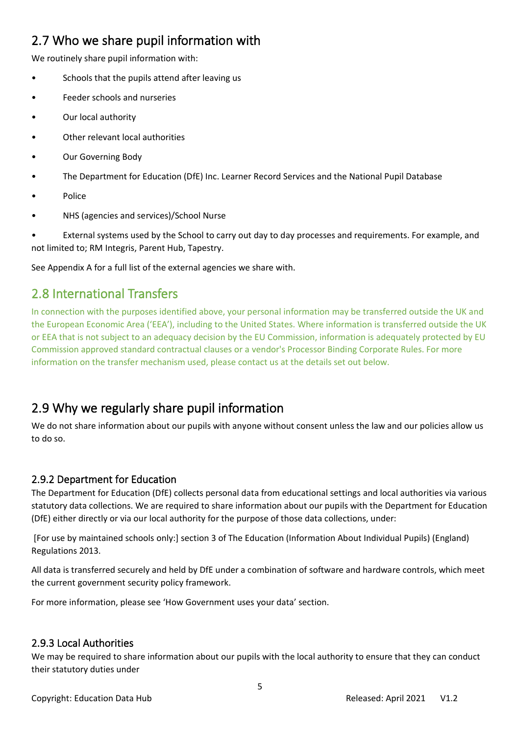## 2.7 Who we share pupil information with

We routinely share pupil information with:

- Schools that the pupils attend after leaving us
- Feeder schools and nurseries
- Our local authority
- Other relevant local authorities
- Our Governing Body
- The Department for Education (DfE) Inc. Learner Record Services and the National Pupil Database
- Police
- NHS (agencies and services)/School Nurse
- External systems used by the School to carry out day to day processes and requirements. For example, and not limited to; RM Integris, Parent Hub, Tapestry.

See Appendix A for a full list of the external agencies we share with.

## 2.8 International Transfers

In connection with the purposes identified above, your personal information may be transferred outside the UK and the European Economic Area ('EEA'), including to the United States. Where information is transferred outside the UK or EEA that is not subject to an adequacy decision by the EU Commission, information is adequately protected by EU Commission approved standard contractual clauses or a vendor's Processor Binding Corporate Rules. For more information on the transfer mechanism used, please contact us at the details set out below.

## 2.9 Why we regularly share pupil information

We do not share information about our pupils with anyone without consent unless the law and our policies allow us to do so.

### 2.9.2 Department for Education

The Department for Education (DfE) collects personal data from educational settings and local authorities via various statutory data collections. We are required to share information about our pupils with the Department for Education (DfE) either directly or via our local authority for the purpose of those data collections, under:

[For use by maintained schools only:] section 3 of The Education (Information About Individual Pupils) (England) Regulations 2013.

All data is transferred securely and held by DfE under a combination of software and hardware controls, which meet the current government security policy framework.

For more information, please see 'How Government uses your data' section.

### 2.9.3 Local Authorities

We may be required to share information about our pupils with the local authority to ensure that they can conduct their statutory duties under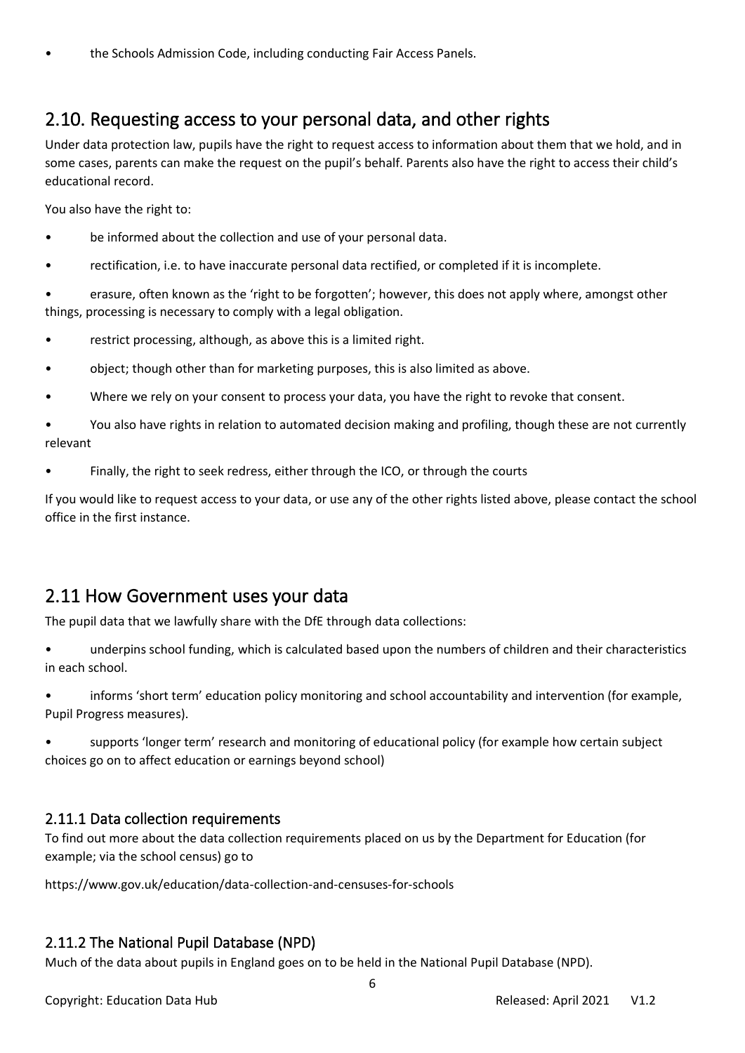- the Schools Admission Code, including conducting Fair Access Panels.

## 2.10. Requesting access to your personal data, and other rights

Under data protection law, pupils have the right to request access to information about them that we hold, and in some cases, parents can make the request on the pupil's behalf. Parents also have the right to access their child's educational record.

You also have the right to:

- be informed about the collection and use of your personal data.
- rectification, i.e. to have inaccurate personal data rectified, or completed if it is incomplete.
- erasure, often known as the 'right to be forgotten'; however, this does not apply where, amongst other things, processing is necessary to comply with a legal obligation.
- restrict processing, although, as above this is a limited right.
- object; though other than for marketing purposes, this is also limited as above.
- Where we rely on your consent to process your data, you have the right to revoke that consent.
- You also have rights in relation to automated decision making and profiling, though these are not currently relevant
- Finally, the right to seek redress, either through the ICO, or through the courts

If you would like to request access to your data, or use any of the other rights listed above, please contact the school office in the first instance.

## 2.11 How Government uses your data

The pupil data that we lawfully share with the DfE through data collections:

- underpins school funding, which is calculated based upon the numbers of children and their characteristics in each school.
- informs 'short term' education policy monitoring and school accountability and intervention (for example, Pupil Progress measures).
- supports 'longer term' research and monitoring of educational policy (for example how certain subject choices go on to affect education or earnings beyond school)

### 2.11.1 Data collection requirements

To find out more about the data collection requirements placed on us by the Department for Education (for example; via the school census) go to

https://www.gov.uk/education/data-collection-and-censuses-for-schools

### 2.11.2 The National Pupil Database (NPD)

Much of the data about pupils in England goes on to be held in the National Pupil Database (NPD).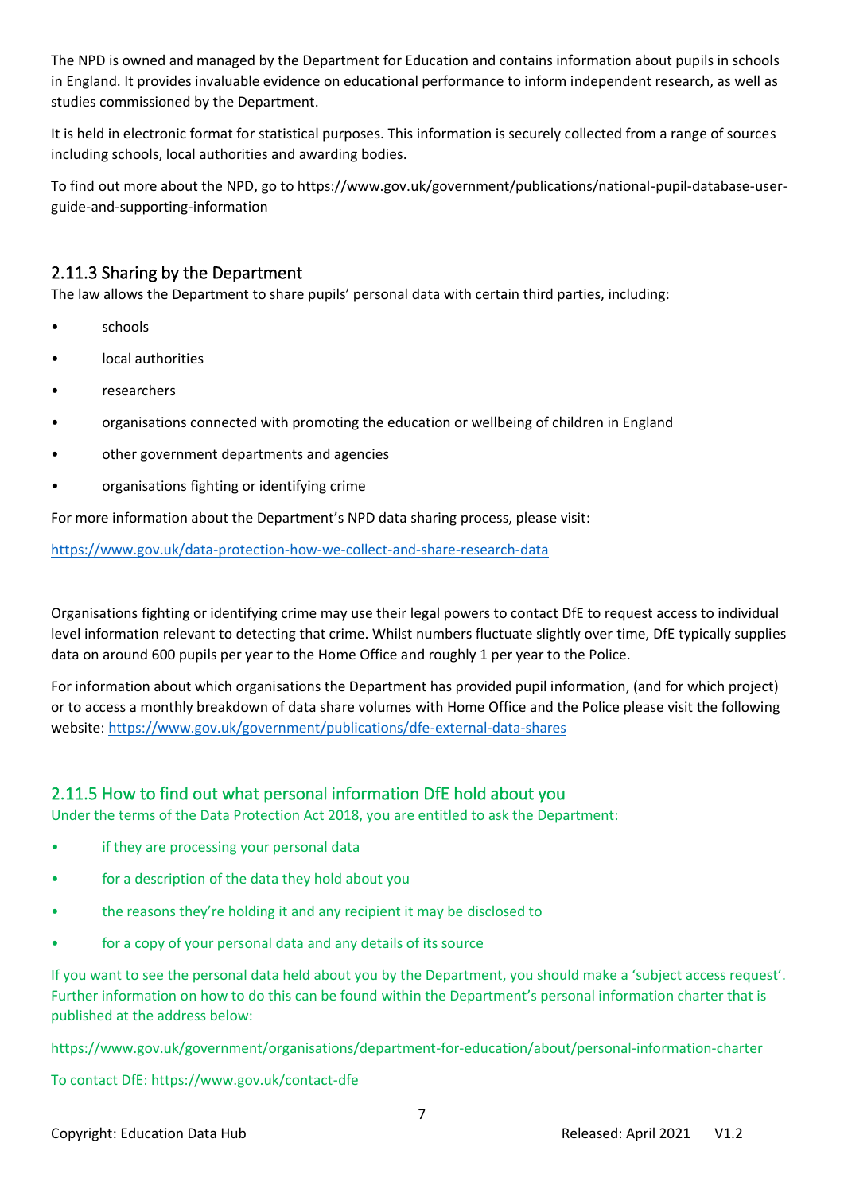The NPD is owned and managed by the Department for Education and contains information about pupils in schools in England. It provides invaluable evidence on educational performance to inform independent research, as well as studies commissioned by the Department.

It is held in electronic format for statistical purposes. This information is securely collected from a range of sources including schools, local authorities and awarding bodies.

To find out more about the NPD, go to https://www.gov.uk/government/publications/national-pupil-database-user-guide-and-supporting-information

## 2.11.3 Sharing by the Department

The law allows the Department to share pupils' personal data with certain third parties, including:

- schools
- local authorities
- researchers
- organisations connected with promoting the education or wellbeing of children in England
- other government departments and agencies
- organisations fighting or identifying crime

For more information about the Department's NPD data sharing process, please visit:

https://www.gov.uk/data-protection-how-we-collect-and-share-research-data

Organisations fighting or identifying crime may use their legal powers to contact DfE to request access to individual level information relevant to detecting that crime. Whilst numbers fluctuate slightly over time, DfE typically supplies data on around 600 pupils per year to the Home Office and roughly 1 per year to the Police.

For information about which organisations the Department has provided pupil information, (and for which project) or to access a monthly breakdown of data share volumes with Home Office and the Police please visit the following website: https://www.gov.uk/government/publications/dfe-external-data-shares

## 2.11.5 How to find out what personal information DfE hold about you

Under the terms of the Data Protection Act 2018, you are entitled to ask the Department:

- if they are processing your personal data
- for a description of the data they hold about you
- the reasons they're holding it and any recipient it may be disclosed to
- for a copy of your personal data and any details of its source

If you want to see the personal data held about you by the Department, you should make a 'subject access request'. Further information on how to do this can be found within the Department's personal information charter that is published at the address below:

https://www.gov.uk/government/organisations/department-for-education/about/personal-information-charter

To contact DfE: https://www.gov.uk/contact-dfe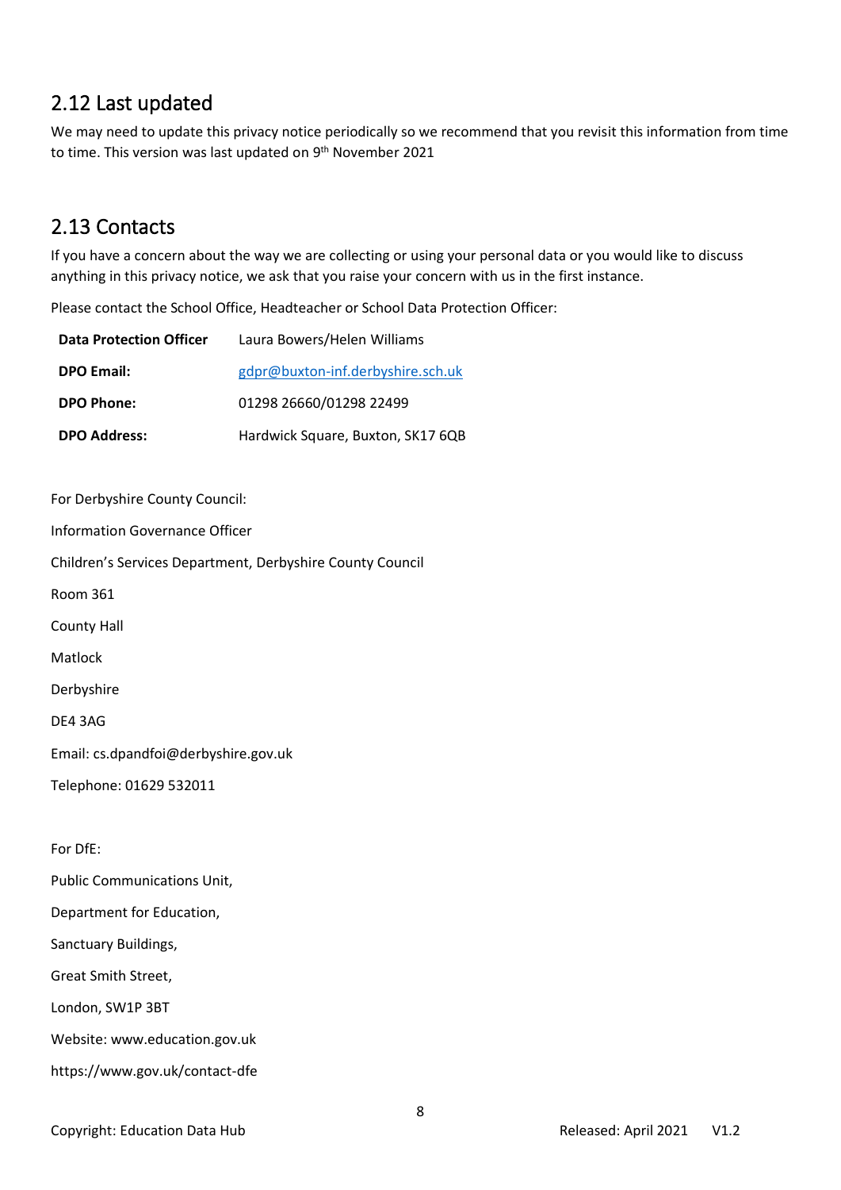## 2.12 Last updated

We may need to update this privacy notice periodically so we recommend that you revisit this information from time to time. This version was last updated on 9th November 2021

## 2.13 Contacts

If you have a concern about the way we are collecting or using your personal data or you would like to discuss anything in this privacy notice, we ask that you raise your concern with us in the first instance.

Please contact the School Office, Headteacher or School Data Protection Officer:

| | |
|---|---|
| **Data Protection Officer** | Laura Bowers/Helen Williams |
| **DPO Email:** | gdpr@buxton-inf.derbyshire.sch.uk |
| **DPO Phone:** | 01298 26660/01298 22499 |
| **DPO Address:** | Hardwick Square, Buxton, SK17 6QB |

For Derbyshire County Council:

Information Governance Officer

Children's Services Department, Derbyshire County Council

Room 361

County Hall

Matlock

Derbyshire

DE4 3AG

Email: cs.dpandfoi@derbyshire.gov.uk

Telephone: 01629 532011

For DfE:

Public Communications Unit,

Department for Education,

Sanctuary Buildings,

Great Smith Street,

London, SW1P 3BT

Website: www.education.gov.uk

https://www.gov.uk/contact-dfe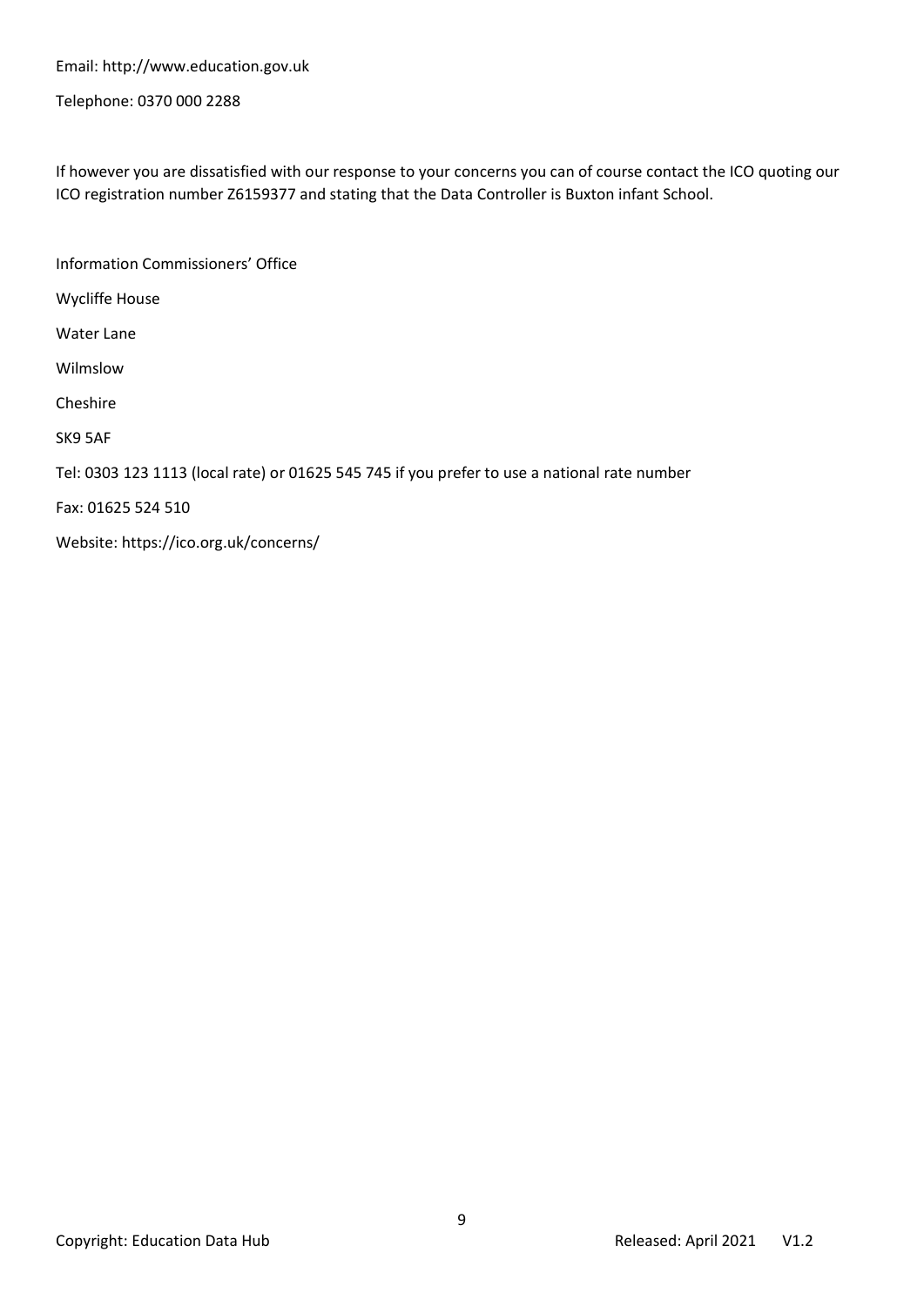Email: http://www.education.gov.uk

Telephone: 0370 000 2288

If however you are dissatisfied with our response to your concerns you can of course contact the ICO quoting our ICO registration number Z6159377 and stating that the Data Controller is Buxton infant School.

Information Commissioners' Office

Wycliffe House

Water Lane

Wilmslow

Cheshire

SK9 5AF

Tel: 0303 123 1113 (local rate) or 01625 545 745 if you prefer to use a national rate number

Fax: 01625 524 510

Website: https://ico.org.uk/concerns/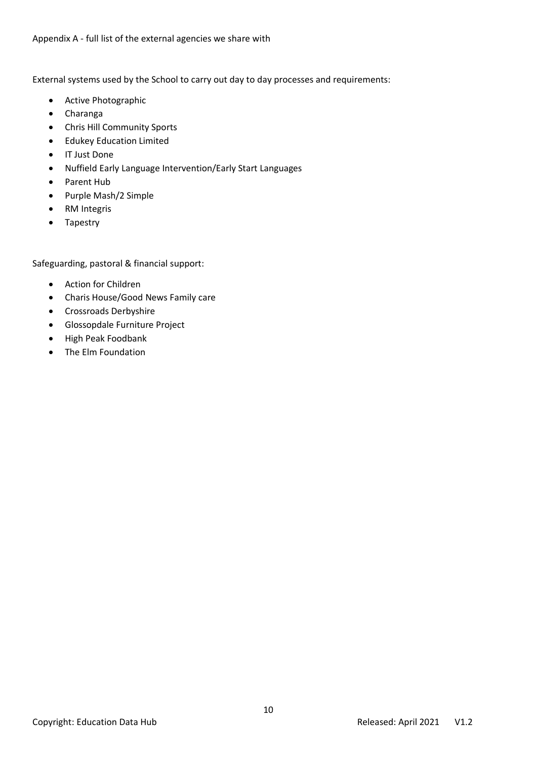Appendix A - full list of the external agencies we share with

External systems used by the School to carry out day to day processes and requirements:

- Active Photographic
- Charanga
- Chris Hill Community Sports
- Edukey Education Limited
- IT Just Done
- Nuffield Early Language Intervention/Early Start Languages
- Parent Hub
- Purple Mash/2 Simple
- RM Integris
- Tapestry

Safeguarding, pastoral & financial support:

- Action for Children
- Charis House/Good News Family care
- Crossroads Derbyshire
- Glossopdale Furniture Project
- High Peak Foodbank
- The Elm Foundation